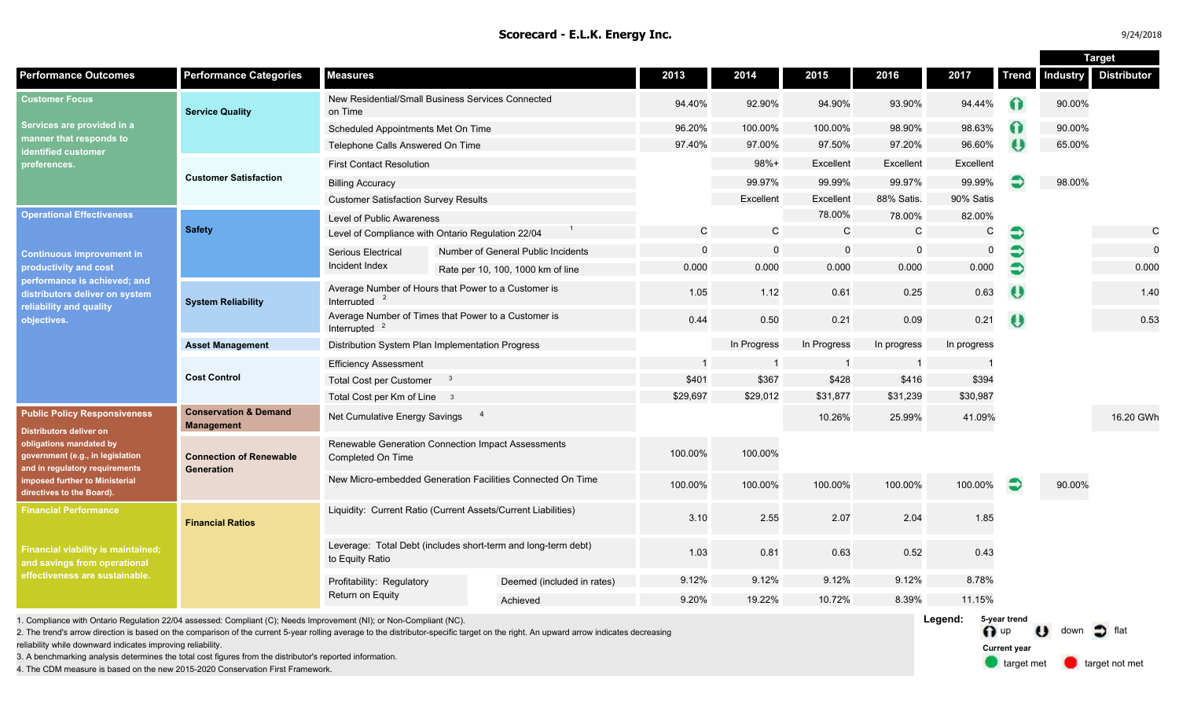# Scorecard - E.L.K. Energy Inc.

9/24/2018

| Performance Outcomes | Performance Categories | Measures | | 2013 | 2014 | 2015 | 2016 | 2017 | Trend | Target: Industry | Target: Distributor |
|---|---|---|---|---|---|---|---|---|---|---|---|
| **Customer Focus** Services are provided in a manner that responds to identified customer preferences. | Service Quality | New Residential/Small Business Services Connected on Time | | 94.40% | 92.90% | 94.90% | 93.90% | 94.44% | up | 90.00% | |
| | | Scheduled Appointments Met On Time | | 96.20% | 100.00% | 100.00% | 98.90% | 98.63% | up | 90.00% | |
| | | Telephone Calls Answered On Time | | 97.40% | 97.00% | 97.50% | 97.20% | 96.60% | down | 65.00% | |
| | Customer Satisfaction | First Contact Resolution | | | 98%+ | Excellent | Excellent | Excellent | | | |
| | | Billing Accuracy | | | 99.97% | 99.99% | 99.97% | 99.99% | flat | 98.00% | |
| | | Customer Satisfaction Survey Results | | | Excellent | Excellent | 88% Satis. | 90% Satis | | | |
| **Operational Effectiveness** Continuous improvement in productivity and cost performance is achieved; and distributors deliver on system reliability and quality objectives. | Safety | Level of Public Awareness | | | | 78.00% | 78.00% | 82.00% | | | |
| | | Level of Compliance with Ontario Regulation 22/04 [1] | | C | C | C | C | C | flat | | C |
| | | Serious Electrical Incident Index | Number of General Public Incidents | 0 | 0 | 0 | 0 | 0 | flat | | 0 |
| | | | Rate per 10, 100, 1000 km of line | 0.000 | 0.000 | 0.000 | 0.000 | 0.000 | flat | | 0.000 |
| | System Reliability | Average Number of Hours that Power to a Customer is Interrupted [2] | | 1.05 | 1.12 | 0.61 | 0.25 | 0.63 | down | | 1.40 |
| | | Average Number of Times that Power to a Customer is Interrupted [2] | | 0.44 | 0.50 | 0.21 | 0.09 | 0.21 | down | | 0.53 |
| | Asset Management | Distribution System Plan Implementation Progress | | | In Progress | In Progress | In progress | In progress | | | |
| | Cost Control | Efficiency Assessment | | 1 | 1 | 1 | 1 | 1 | | | |
| | | Total Cost per Customer [3] | | $401 | $367 | $428 | $416 | $394 | | | |
| | | Total Cost per Km of Line [3] | | $29,697 | $29,012 | $31,877 | $31,239 | $30,987 | | | |
| **Public Policy Responsiveness** Distributors deliver on obligations mandated by government (e.g., in legislation and in regulatory requirements imposed further to Ministerial directives to the Board). | Conservation & Demand Management | Net Cumulative Energy Savings [4] | | | | 10.26% | 25.99% | 41.09% | | | 16.20 GWh |
| | Connection of Renewable Generation | Renewable Generation Connection Impact Assessments Completed On Time | | 100.00% | 100.00% | | | | | | |
| | | New Micro-embedded Generation Facilities Connected On Time | | 100.00% | 100.00% | 100.00% | 100.00% | 100.00% | flat | 90.00% | |
| **Financial Performance** Financial viability is maintained; and savings from operational effectiveness are sustainable. | Financial Ratios | Liquidity: Current Ratio (Current Assets/Current Liabilities) | | 3.10 | 2.55 | 2.07 | 2.04 | 1.85 | | | |
| | | Leverage: Total Debt (includes short-term and long-term debt) to Equity Ratio | | 1.03 | 0.81 | 0.63 | 0.52 | 0.43 | | | |
| | | Profitability: Regulatory Return on Equity | Deemed (included in rates) | 9.12% | 9.12% | 9.12% | 9.12% | 8.78% | | | |
| | | | Achieved | 9.20% | 19.22% | 10.72% | 8.39% | 11.15% | | | |

1. Compliance with Ontario Regulation 22/04 assessed: Compliant (C); Needs Improvement (NI); or Non-Compliant (NC).
2. The trend's arrow direction is based on the comparison of the current 5-year rolling average to the distributor-specific target on the right. An upward arrow indicates decreasing reliability while downward indicates improving reliability.
3. A benchmarking analysis determines the total cost figures from the distributor's reported information.
4. The CDM measure is based on the new 2015-2020 Conservation First Framework.

**Legend:**
5-year trend: up, down, flat
Current year: target met, target not met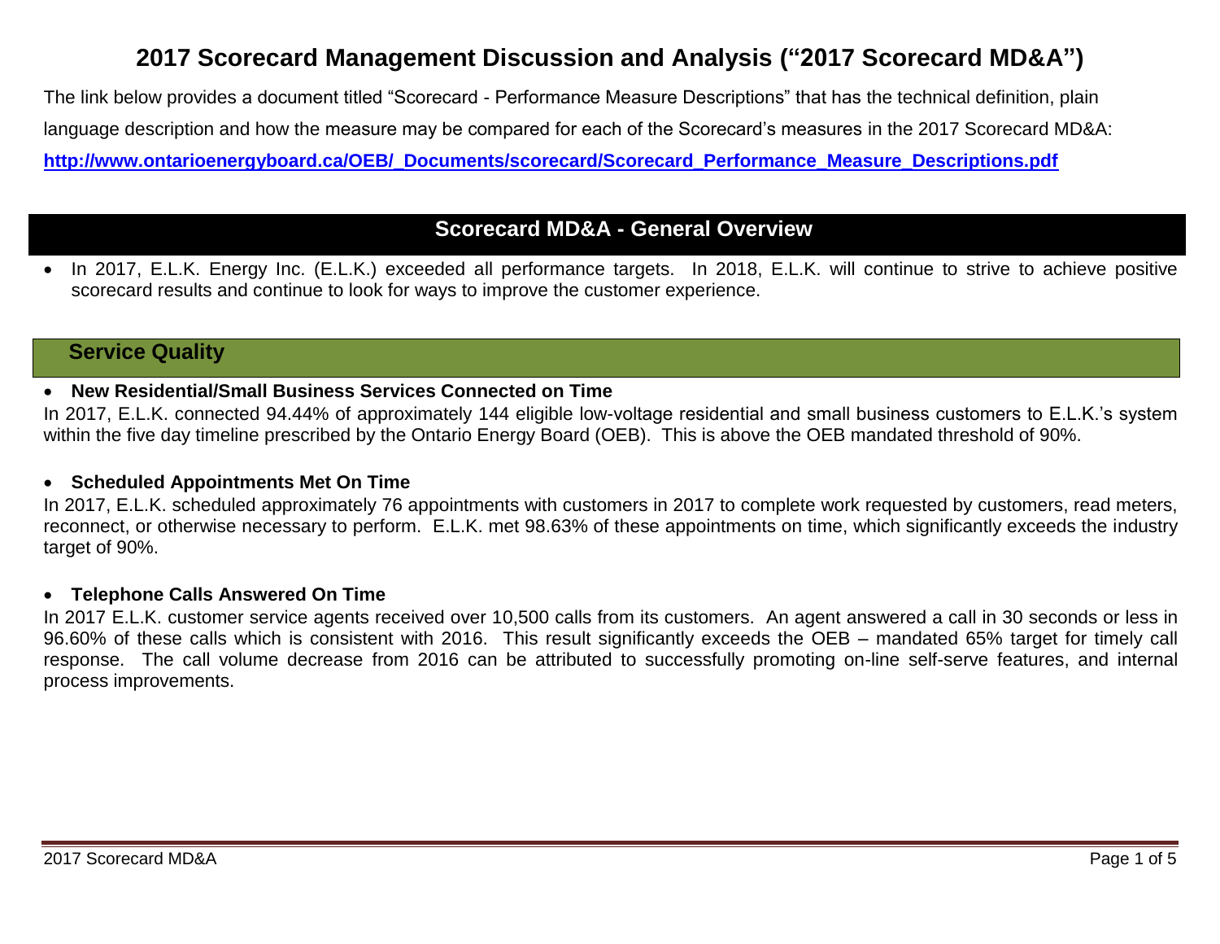# 2017 Scorecard Management Discussion and Analysis (“2017 Scorecard MD&A”)

The link below provides a document titled “Scorecard - Performance Measure Descriptions” that has the technical definition, plain language description and how the measure may be compared for each of the Scorecard’s measures in the 2017 Scorecard MD&A:

[http://www.ontarioenergyboard.ca/OEB/_Documents/scorecard/Scorecard_Performance_Measure_Descriptions.pdf](http://www.ontarioenergyboard.ca/OEB/_Documents/scorecard/Scorecard_Performance_Measure_Descriptions.pdf)

## Scorecard MD&A - General Overview

- In 2017, E.L.K. Energy Inc. (E.L.K.) exceeded all performance targets. In 2018, E.L.K. will continue to strive to achieve positive scorecard results and continue to look for ways to improve the customer experience.

## Service Quality

- **New Residential/Small Business Services Connected on Time**

In 2017, E.L.K. connected 94.44% of approximately 144 eligible low-voltage residential and small business customers to E.L.K.’s system within the five day timeline prescribed by the Ontario Energy Board (OEB). This is above the OEB mandated threshold of 90%.

- **Scheduled Appointments Met On Time**

In 2017, E.L.K. scheduled approximately 76 appointments with customers in 2017 to complete work requested by customers, read meters, reconnect, or otherwise necessary to perform. E.L.K. met 98.63% of these appointments on time, which significantly exceeds the industry target of 90%.

- **Telephone Calls Answered On Time**

In 2017 E.L.K. customer service agents received over 10,500 calls from its customers. An agent answered a call in 30 seconds or less in 96.60% of these calls which is consistent with 2016. This result significantly exceeds the OEB – mandated 65% target for timely call response. The call volume decrease from 2016 can be attributed to successfully promoting on-line self-serve features, and internal process improvements.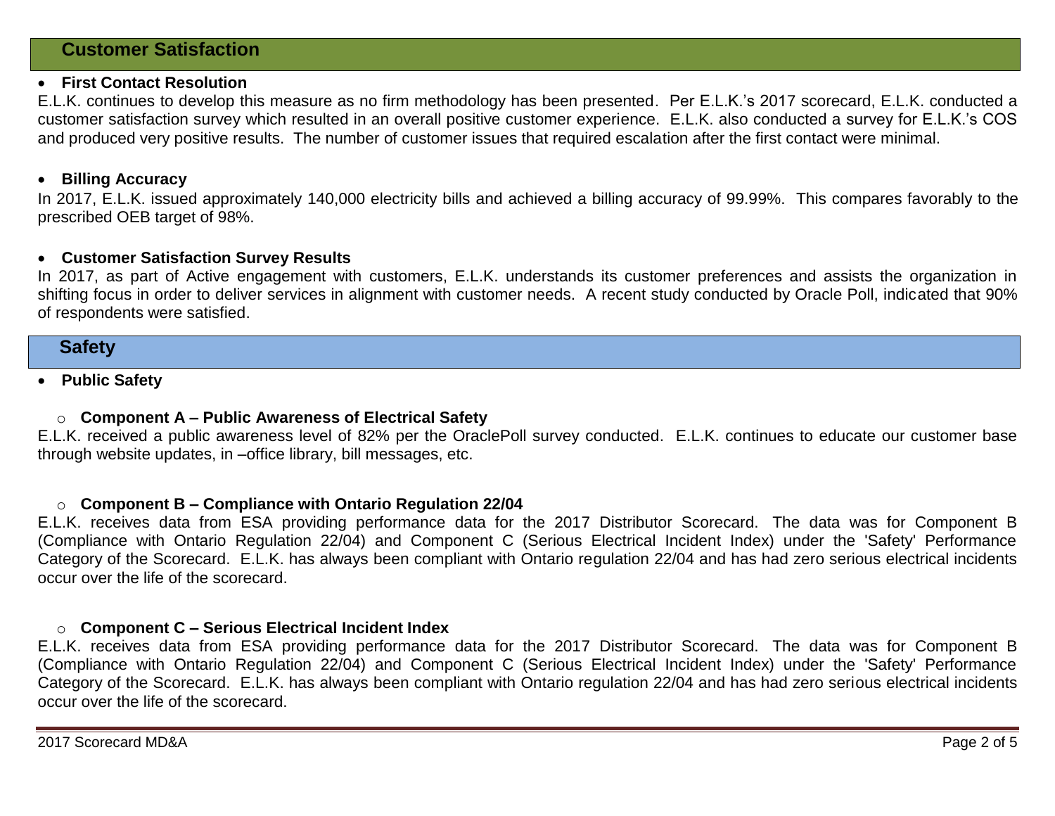## Customer Satisfaction

- **First Contact Resolution**

E.L.K. continues to develop this measure as no firm methodology has been presented. Per E.L.K.'s 2017 scorecard, E.L.K. conducted a customer satisfaction survey which resulted in an overall positive customer experience. E.L.K. also conducted a survey for E.L.K.'s COS and produced very positive results. The number of customer issues that required escalation after the first contact were minimal.

- **Billing Accuracy**

In 2017, E.L.K. issued approximately 140,000 electricity bills and achieved a billing accuracy of 99.99%. This compares favorably to the prescribed OEB target of 98%.

- **Customer Satisfaction Survey Results**

In 2017, as part of Active engagement with customers, E.L.K. understands its customer preferences and assists the organization in shifting focus in order to deliver services in alignment with customer needs. A recent study conducted by Oracle Poll, indicated that 90% of respondents were satisfied.

## Safety

- **Public Safety**

  - **Component A – Public Awareness of Electrical Safety**

E.L.K. received a public awareness level of 82% per the OraclePoll survey conducted. E.L.K. continues to educate our customer base through website updates, in –office library, bill messages, etc.

  - **Component B – Compliance with Ontario Regulation 22/04**

E.L.K. receives data from ESA providing performance data for the 2017 Distributor Scorecard. The data was for Component B (Compliance with Ontario Regulation 22/04) and Component C (Serious Electrical Incident Index) under the 'Safety' Performance Category of the Scorecard. E.L.K. has always been compliant with Ontario regulation 22/04 and has had zero serious electrical incidents occur over the life of the scorecard.

  - **Component C – Serious Electrical Incident Index**

E.L.K. receives data from ESA providing performance data for the 2017 Distributor Scorecard. The data was for Component B (Compliance with Ontario Regulation 22/04) and Component C (Serious Electrical Incident Index) under the 'Safety' Performance Category of the Scorecard. E.L.K. has always been compliant with Ontario regulation 22/04 and has had zero serious electrical incidents occur over the life of the scorecard.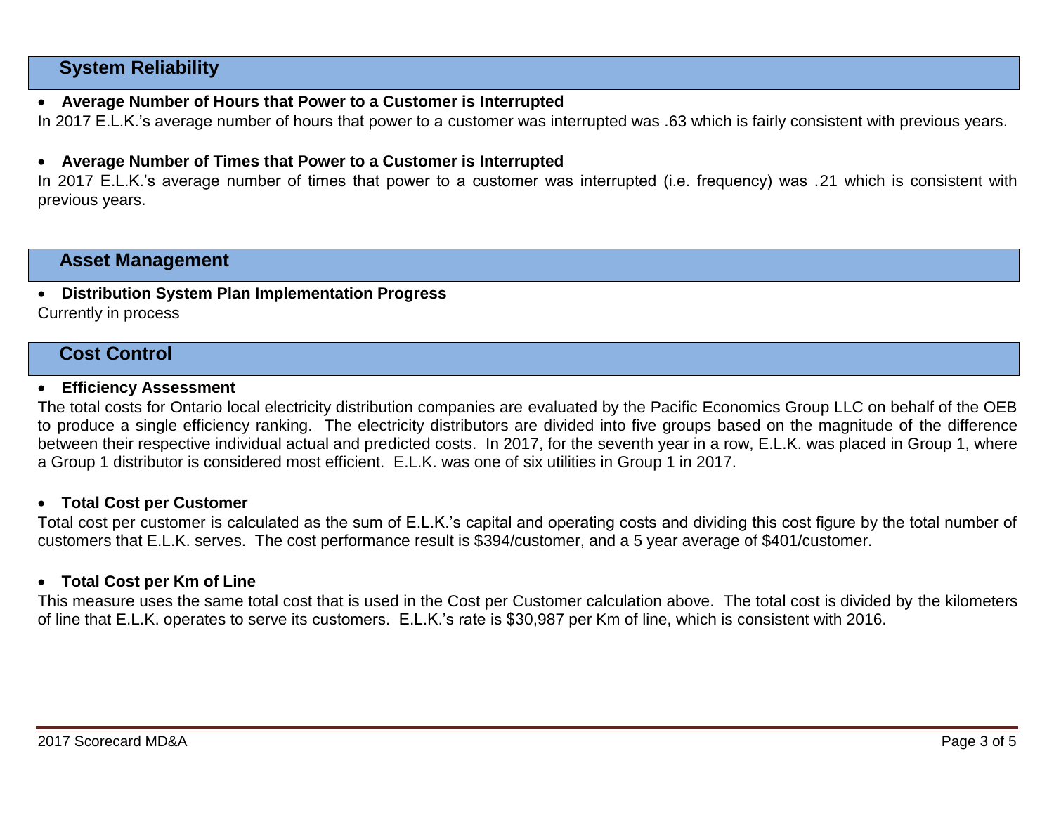## System Reliability

- **Average Number of Hours that Power to a Customer is Interrupted**

In 2017 E.L.K.'s average number of hours that power to a customer was interrupted was .63 which is fairly consistent with previous years.

- **Average Number of Times that Power to a Customer is Interrupted**

In 2017 E.L.K.'s average number of times that power to a customer was interrupted (i.e. frequency) was .21 which is consistent with previous years.

## Asset Management

- **Distribution System Plan Implementation Progress**

Currently in process

## Cost Control

- **Efficiency Assessment**

The total costs for Ontario local electricity distribution companies are evaluated by the Pacific Economics Group LLC on behalf of the OEB to produce a single efficiency ranking. The electricity distributors are divided into five groups based on the magnitude of the difference between their respective individual actual and predicted costs. In 2017, for the seventh year in a row, E.L.K. was placed in Group 1, where a Group 1 distributor is considered most efficient. E.L.K. was one of six utilities in Group 1 in 2017.

- **Total Cost per Customer**

Total cost per customer is calculated as the sum of E.L.K.'s capital and operating costs and dividing this cost figure by the total number of customers that E.L.K. serves. The cost performance result is $394/customer, and a 5 year average of $401/customer.

- **Total Cost per Km of Line**

This measure uses the same total cost that is used in the Cost per Customer calculation above. The total cost is divided by the kilometers of line that E.L.K. operates to serve its customers. E.L.K.'s rate is $30,987 per Km of line, which is consistent with 2016.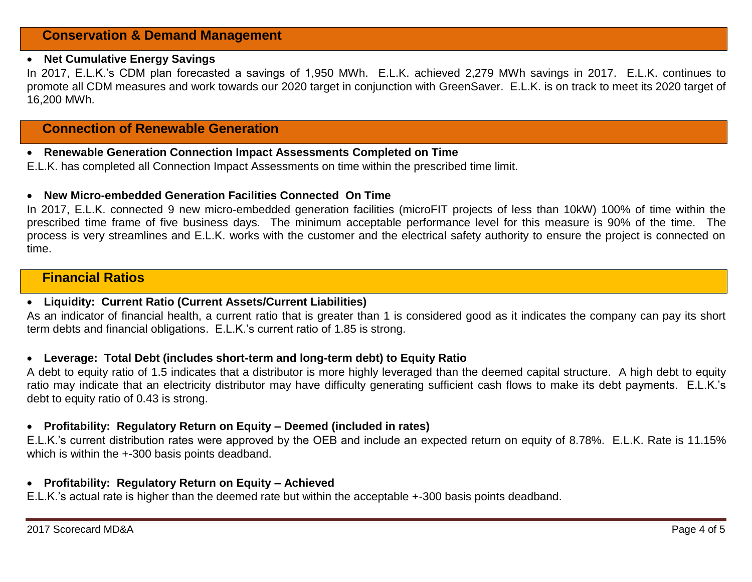## Conservation & Demand Management

- **Net Cumulative Energy Savings**

In 2017, E.L.K.'s CDM plan forecasted a savings of 1,950 MWh. E.L.K. achieved 2,279 MWh savings in 2017. E.L.K. continues to promote all CDM measures and work towards our 2020 target in conjunction with GreenSaver. E.L.K. is on track to meet its 2020 target of 16,200 MWh.

## Connection of Renewable Generation

- **Renewable Generation Connection Impact Assessments Completed on Time**

E.L.K. has completed all Connection Impact Assessments on time within the prescribed time limit.

- **New Micro-embedded Generation Facilities Connected On Time**

In 2017, E.L.K. connected 9 new micro-embedded generation facilities (microFIT projects of less than 10kW) 100% of time within the prescribed time frame of five business days. The minimum acceptable performance level for this measure is 90% of the time. The process is very streamlines and E.L.K. works with the customer and the electrical safety authority to ensure the project is connected on time.

## Financial Ratios

- **Liquidity: Current Ratio (Current Assets/Current Liabilities)**

As an indicator of financial health, a current ratio that is greater than 1 is considered good as it indicates the company can pay its short term debts and financial obligations. E.L.K.'s current ratio of 1.85 is strong.

- **Leverage: Total Debt (includes short-term and long-term debt) to Equity Ratio**

A debt to equity ratio of 1.5 indicates that a distributor is more highly leveraged than the deemed capital structure. A high debt to equity ratio may indicate that an electricity distributor may have difficulty generating sufficient cash flows to make its debt payments. E.L.K.'s debt to equity ratio of 0.43 is strong.

- **Profitability: Regulatory Return on Equity – Deemed (included in rates)**

E.L.K.'s current distribution rates were approved by the OEB and include an expected return on equity of 8.78%. E.L.K. Rate is 11.15% which is within the +-300 basis points deadband.

- **Profitability: Regulatory Return on Equity – Achieved**

E.L.K.'s actual rate is higher than the deemed rate but within the acceptable +-300 basis points deadband.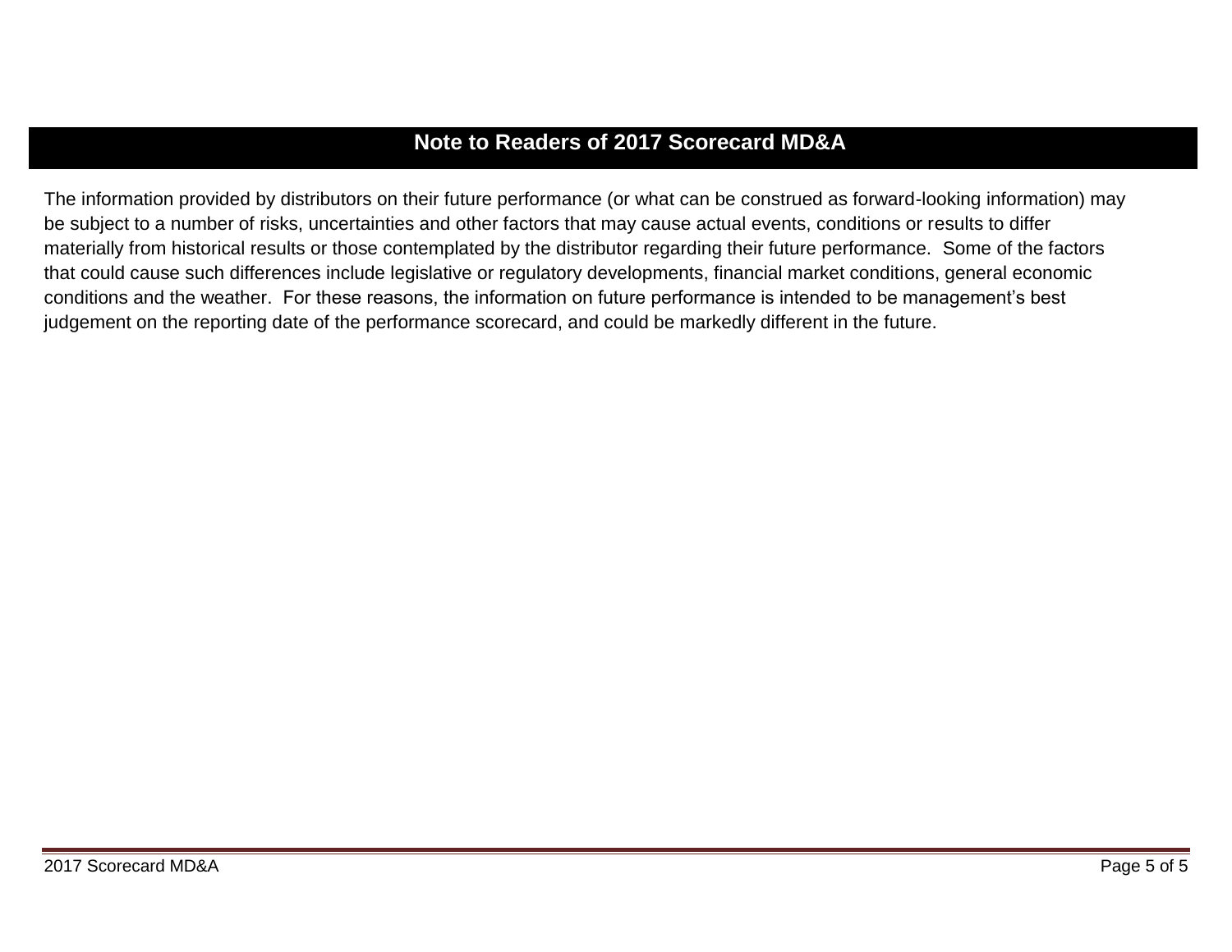## Note to Readers of 2017 Scorecard MD&A

The information provided by distributors on their future performance (or what can be construed as forward-looking information) may be subject to a number of risks, uncertainties and other factors that may cause actual events, conditions or results to differ materially from historical results or those contemplated by the distributor regarding their future performance. Some of the factors that could cause such differences include legislative or regulatory developments, financial market conditions, general economic conditions and the weather. For these reasons, the information on future performance is intended to be management's best judgement on the reporting date of the performance scorecard, and could be markedly different in the future.